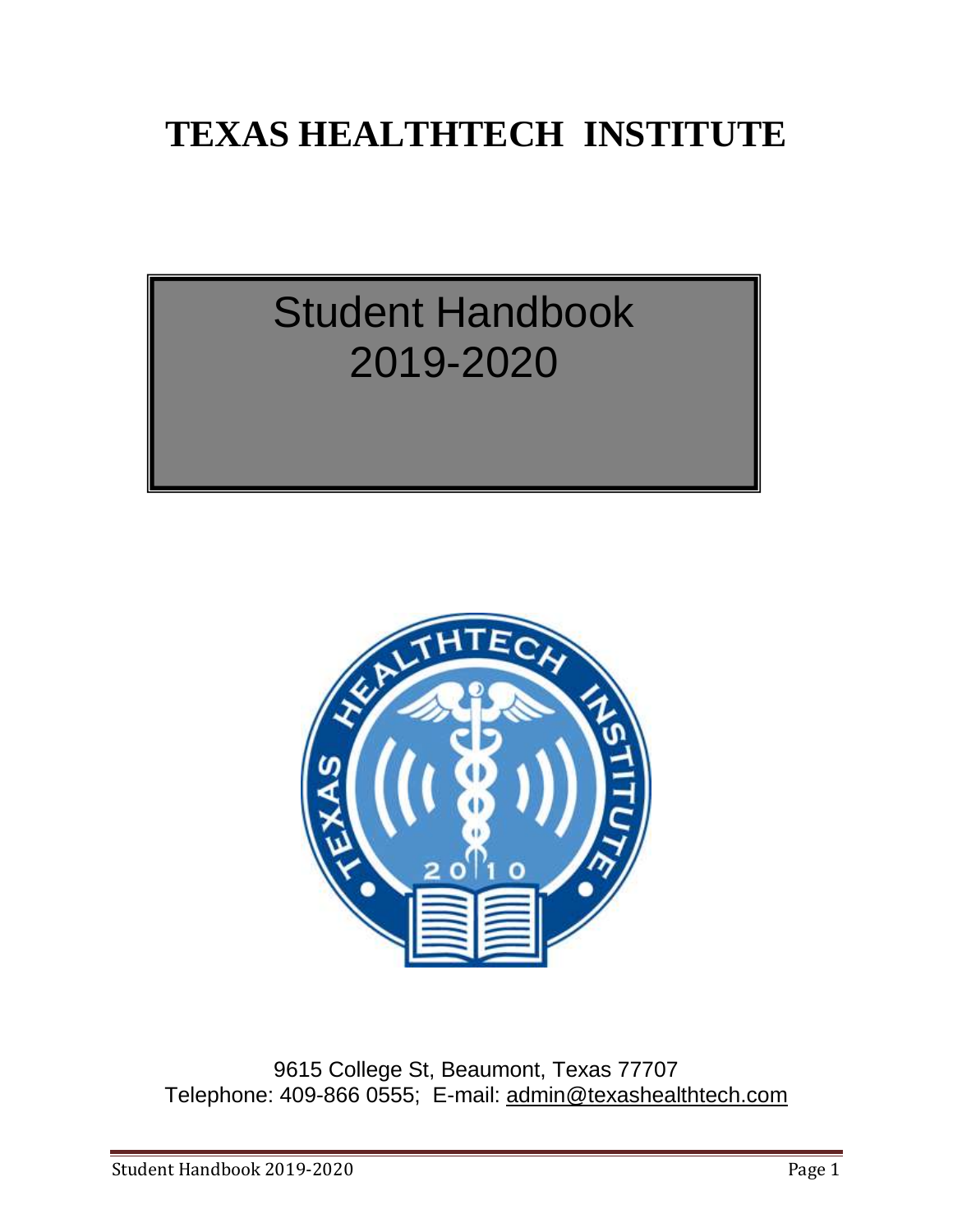# TEXAS HEALTHTECH INSTITUTE

## Student Handbook 2019-2020

9615 College St, Beaumont, Texas 77707
Telephone: 409-866 0555; E-mail: admin@texashealthtech.com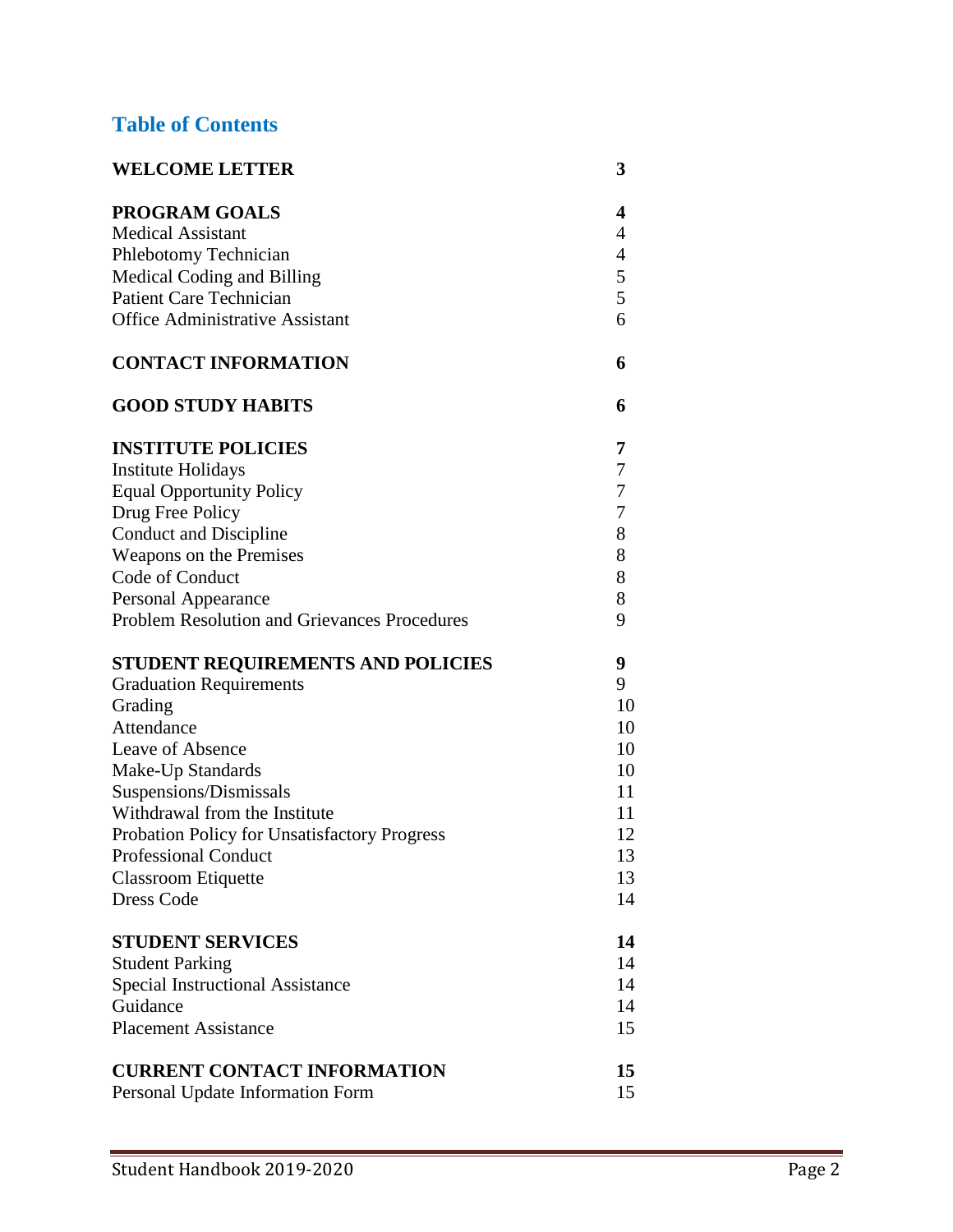## Table of Contents

| | |
|---|---|
| **WELCOME LETTER** | **3** |
| | |
| **PROGRAM GOALS** | **4** |
| Medical Assistant | 4 |
| Phlebotomy Technician | 4 |
| Medical Coding and Billing | 5 |
| Patient Care Technician | 5 |
| Office Administrative Assistant | 6 |
| | |
| **CONTACT INFORMATION** | **6** |
| | |
| **GOOD STUDY HABITS** | **6** |
| | |
| **INSTITUTE POLICIES** | **7** |
| Institute Holidays | 7 |
| Equal Opportunity Policy | 7 |
| Drug Free Policy | 7 |
| Conduct and Discipline | 8 |
| Weapons on the Premises | 8 |
| Code of Conduct | 8 |
| Personal Appearance | 8 |
| Problem Resolution and Grievances Procedures | 9 |
| | |
| **STUDENT REQUIREMENTS AND POLICIES** | **9** |
| Graduation Requirements | 9 |
| Grading | 10 |
| Attendance | 10 |
| Leave of Absence | 10 |
| Make-Up Standards | 10 |
| Suspensions/Dismissals | 11 |
| Withdrawal from the Institute | 11 |
| Probation Policy for Unsatisfactory Progress | 12 |
| Professional Conduct | 13 |
| Classroom Etiquette | 13 |
| Dress Code | 14 |
| | |
| **STUDENT SERVICES** | **14** |
| Student Parking | 14 |
| Special Instructional Assistance | 14 |
| Guidance | 14 |
| Placement Assistance | 15 |
| | |
| **CURRENT CONTACT INFORMATION** | **15** |
| Personal Update Information Form | 15 |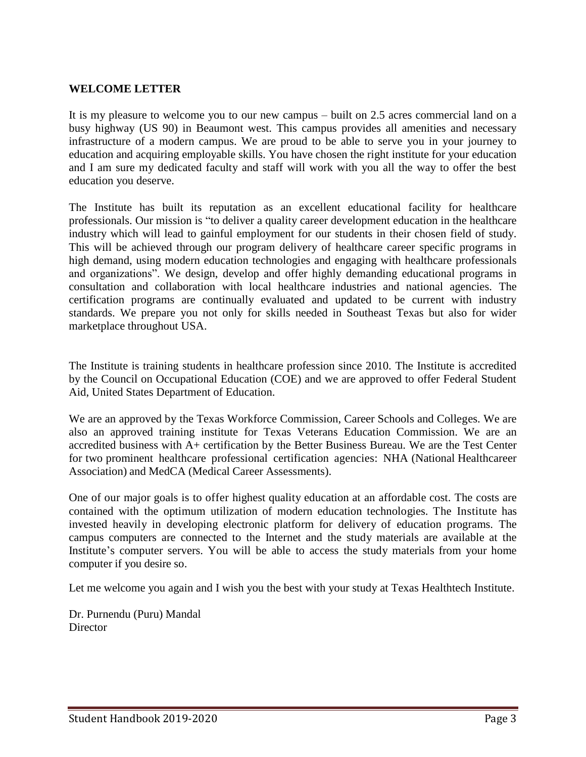## WELCOME LETTER

It is my pleasure to welcome you to our new campus – built on 2.5 acres commercial land on a busy highway (US 90) in Beaumont west. This campus provides all amenities and necessary infrastructure of a modern campus. We are proud to be able to serve you in your journey to education and acquiring employable skills. You have chosen the right institute for your education and I am sure my dedicated faculty and staff will work with you all the way to offer the best education you deserve.

The Institute has built its reputation as an excellent educational facility for healthcare professionals. Our mission is "to deliver a quality career development education in the healthcare industry which will lead to gainful employment for our students in their chosen field of study. This will be achieved through our program delivery of healthcare career specific programs in high demand, using modern education technologies and engaging with healthcare professionals and organizations". We design, develop and offer highly demanding educational programs in consultation and collaboration with local healthcare industries and national agencies. The certification programs are continually evaluated and updated to be current with industry standards. We prepare you not only for skills needed in Southeast Texas but also for wider marketplace throughout USA.

The Institute is training students in healthcare profession since 2010. The Institute is accredited by the Council on Occupational Education (COE) and we are approved to offer Federal Student Aid, United States Department of Education.

We are an approved by the Texas Workforce Commission, Career Schools and Colleges. We are also an approved training institute for Texas Veterans Education Commission. We are an accredited business with A+ certification by the Better Business Bureau. We are the Test Center for two prominent healthcare professional certification agencies: NHA (National Healthcareer Association) and MedCA (Medical Career Assessments).

One of our major goals is to offer highest quality education at an affordable cost. The costs are contained with the optimum utilization of modern education technologies. The Institute has invested heavily in developing electronic platform for delivery of education programs. The campus computers are connected to the Internet and the study materials are available at the Institute's computer servers. You will be able to access the study materials from your home computer if you desire so.

Let me welcome you again and I wish you the best with your study at Texas Healthtech Institute.

Dr. Purnendu (Puru) Mandal
Director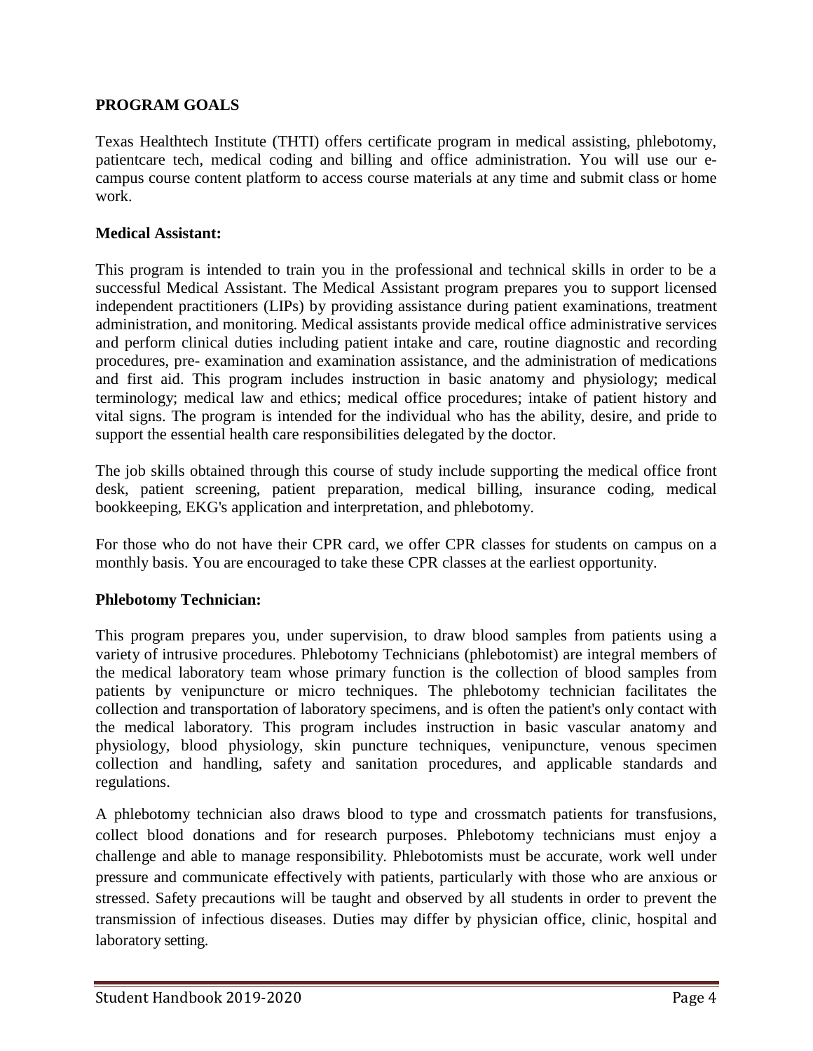## PROGRAM GOALS

Texas Healthtech Institute (THTI) offers certificate program in medical assisting, phlebotomy, patientcare tech, medical coding and billing and office administration. You will use our e-campus course content platform to access course materials at any time and submit class or home work.

### Medical Assistant:

This program is intended to train you in the professional and technical skills in order to be a successful Medical Assistant. The Medical Assistant program prepares you to support licensed independent practitioners (LIPs) by providing assistance during patient examinations, treatment administration, and monitoring. Medical assistants provide medical office administrative services and perform clinical duties including patient intake and care, routine diagnostic and recording procedures, pre- examination and examination assistance, and the administration of medications and first aid. This program includes instruction in basic anatomy and physiology; medical terminology; medical law and ethics; medical office procedures; intake of patient history and vital signs. The program is intended for the individual who has the ability, desire, and pride to support the essential health care responsibilities delegated by the doctor.

The job skills obtained through this course of study include supporting the medical office front desk, patient screening, patient preparation, medical billing, insurance coding, medical bookkeeping, EKG's application and interpretation, and phlebotomy.

For those who do not have their CPR card, we offer CPR classes for students on campus on a monthly basis. You are encouraged to take these CPR classes at the earliest opportunity.

### Phlebotomy Technician:

This program prepares you, under supervision, to draw blood samples from patients using a variety of intrusive procedures. Phlebotomy Technicians (phlebotomist) are integral members of the medical laboratory team whose primary function is the collection of blood samples from patients by venipuncture or micro techniques. The phlebotomy technician facilitates the collection and transportation of laboratory specimens, and is often the patient's only contact with the medical laboratory. This program includes instruction in basic vascular anatomy and physiology, blood physiology, skin puncture techniques, venipuncture, venous specimen collection and handling, safety and sanitation procedures, and applicable standards and regulations.

A phlebotomy technician also draws blood to type and crossmatch patients for transfusions, collect blood donations and for research purposes. Phlebotomy technicians must enjoy a challenge and able to manage responsibility. Phlebotomists must be accurate, work well under pressure and communicate effectively with patients, particularly with those who are anxious or stressed. Safety precautions will be taught and observed by all students in order to prevent the transmission of infectious diseases. Duties may differ by physician office, clinic, hospital and laboratory setting.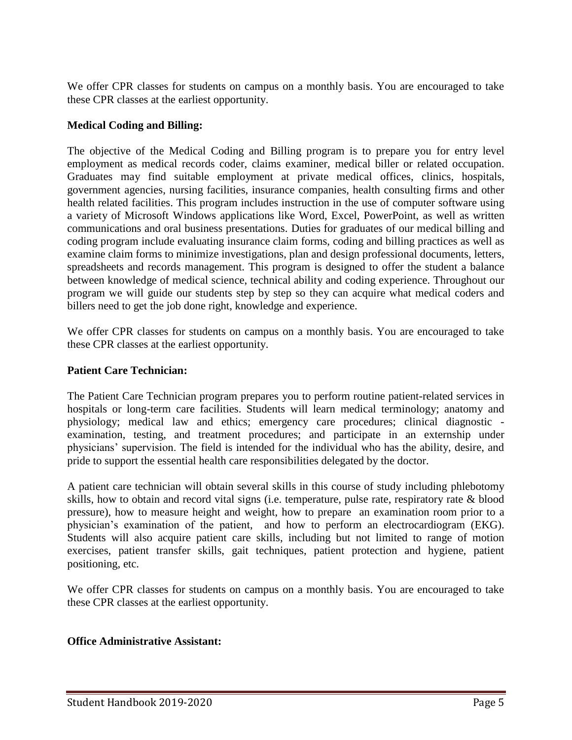We offer CPR classes for students on campus on a monthly basis. You are encouraged to take these CPR classes at the earliest opportunity.

**Medical Coding and Billing:**

The objective of the Medical Coding and Billing program is to prepare you for entry level employment as medical records coder, claims examiner, medical biller or related occupation. Graduates may find suitable employment at private medical offices, clinics, hospitals, government agencies, nursing facilities, insurance companies, health consulting firms and other health related facilities. This program includes instruction in the use of computer software using a variety of Microsoft Windows applications like Word, Excel, PowerPoint, as well as written communications and oral business presentations. Duties for graduates of our medical billing and coding program include evaluating insurance claim forms, coding and billing practices as well as examine claim forms to minimize investigations, plan and design professional documents, letters, spreadsheets and records management. This program is designed to offer the student a balance between knowledge of medical science, technical ability and coding experience. Throughout our program we will guide our students step by step so they can acquire what medical coders and billers need to get the job done right, knowledge and experience.

We offer CPR classes for students on campus on a monthly basis. You are encouraged to take these CPR classes at the earliest opportunity.

**Patient Care Technician:**

The Patient Care Technician program prepares you to perform routine patient-related services in hospitals or long-term care facilities. Students will learn medical terminology; anatomy and physiology; medical law and ethics; emergency care procedures; clinical diagnostic - examination, testing, and treatment procedures; and participate in an externship under physicians' supervision. The field is intended for the individual who has the ability, desire, and pride to support the essential health care responsibilities delegated by the doctor.

A patient care technician will obtain several skills in this course of study including phlebotomy skills, how to obtain and record vital signs (i.e. temperature, pulse rate, respiratory rate & blood pressure), how to measure height and weight, how to prepare an examination room prior to a physician's examination of the patient, and how to perform an electrocardiogram (EKG). Students will also acquire patient care skills, including but not limited to range of motion exercises, patient transfer skills, gait techniques, patient protection and hygiene, patient positioning, etc.

We offer CPR classes for students on campus on a monthly basis. You are encouraged to take these CPR classes at the earliest opportunity.

**Office Administrative Assistant:**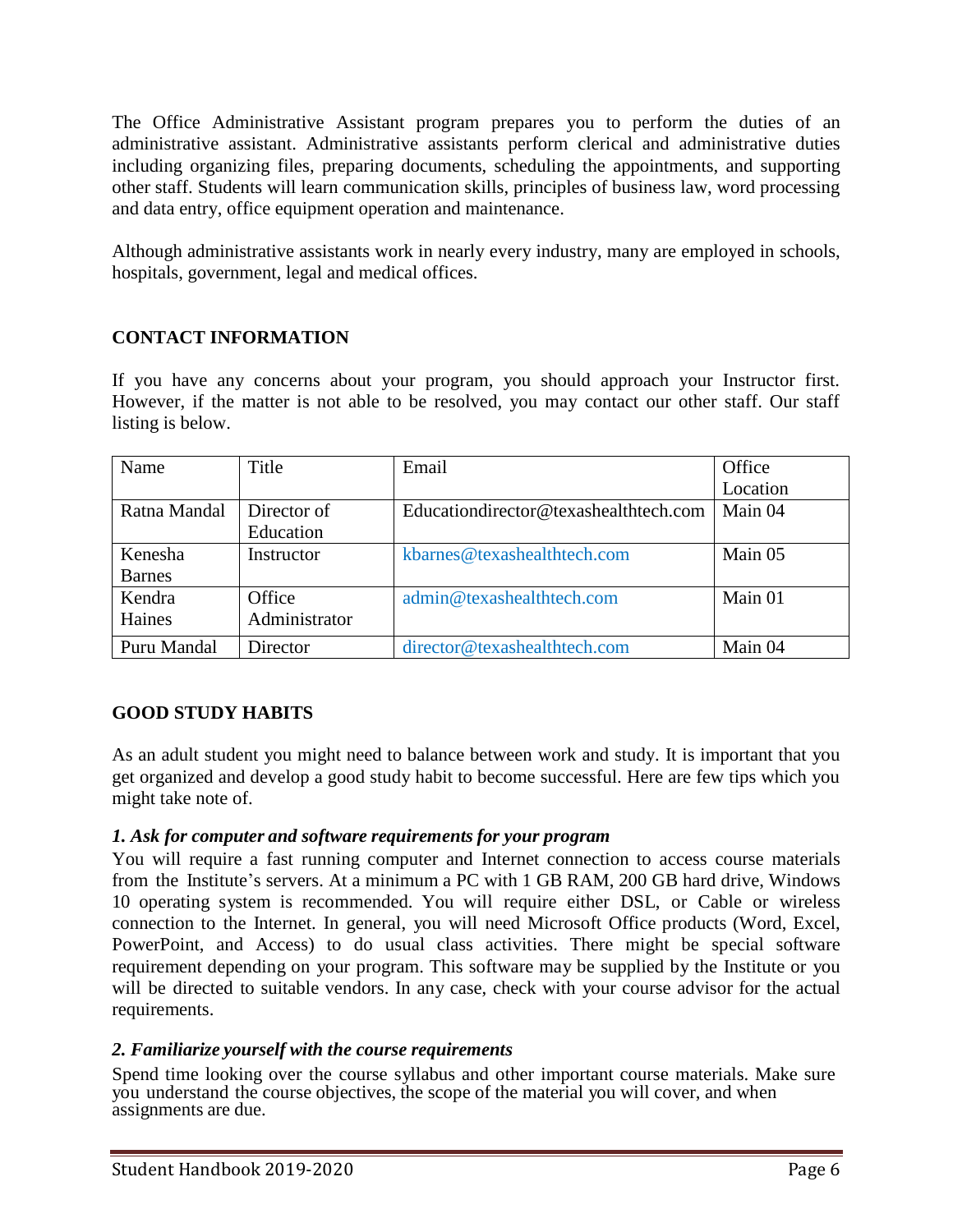The Office Administrative Assistant program prepares you to perform the duties of an administrative assistant. Administrative assistants perform clerical and administrative duties including organizing files, preparing documents, scheduling the appointments, and supporting other staff. Students will learn communication skills, principles of business law, word processing and data entry, office equipment operation and maintenance.

Although administrative assistants work in nearly every industry, many are employed in schools, hospitals, government, legal and medical offices.

## CONTACT INFORMATION

If you have any concerns about your program, you should approach your Instructor first. However, if the matter is not able to be resolved, you may contact our other staff. Our staff listing is below.

| Name | Title | Email | Office Location |
|---|---|---|---|
| Ratna Mandal | Director of Education | Educationdirector@texashealthtech.com | Main 04 |
| Kenesha Barnes | Instructor | kbarnes@texashealthtech.com | Main 05 |
| Kendra Haines | Office Administrator | admin@texashealthtech.com | Main 01 |
| Puru Mandal | Director | director@texashealthtech.com | Main 04 |

## GOOD STUDY HABITS

As an adult student you might need to balance between work and study. It is important that you get organized and develop a good study habit to become successful. Here are few tips which you might take note of.

***1. Ask for computer and software requirements for your program***

You will require a fast running computer and Internet connection to access course materials from the Institute's servers. At a minimum a PC with 1 GB RAM, 200 GB hard drive, Windows 10 operating system is recommended. You will require either DSL, or Cable or wireless connection to the Internet. In general, you will need Microsoft Office products (Word, Excel, PowerPoint, and Access) to do usual class activities. There might be special software requirement depending on your program. This software may be supplied by the Institute or you will be directed to suitable vendors. In any case, check with your course advisor for the actual requirements.

***2. Familiarize yourself with the course requirements***

Spend time looking over the course syllabus and other important course materials. Make sure you understand the course objectives, the scope of the material you will cover, and when assignments are due.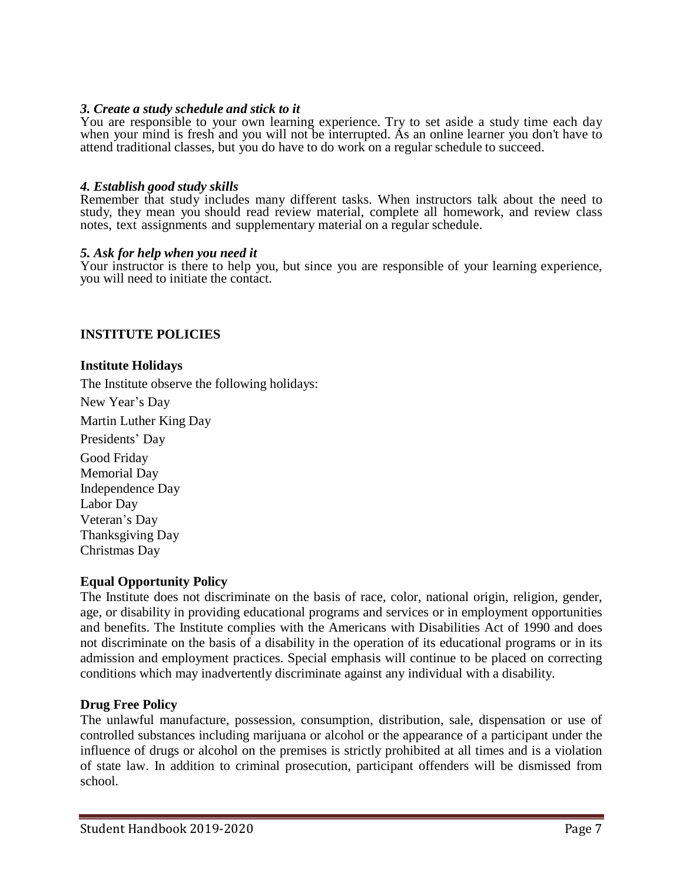### *3. Create a study schedule and stick to it*

You are responsible to your own learning experience. Try to set aside a study time each day when your mind is fresh and you will not be interrupted. As an online learner you don't have to attend traditional classes, but you do have to do work on a regular schedule to succeed.

### *4. Establish good study skills*

Remember that study includes many different tasks. When instructors talk about the need to study, they mean you should read review material, complete all homework, and review class notes, text assignments and supplementary material on a regular schedule.

### *5. Ask for help when you need it*

Your instructor is there to help you, but since you are responsible of your learning experience, you will need to initiate the contact.

## INSTITUTE POLICIES

### Institute Holidays

The Institute observe the following holidays:

New Year's Day
Martin Luther King Day
Presidents' Day
Good Friday
Memorial Day
Independence Day
Labor Day
Veteran's Day
Thanksgiving Day
Christmas Day

### Equal Opportunity Policy

The Institute does not discriminate on the basis of race, color, national origin, religion, gender, age, or disability in providing educational programs and services or in employment opportunities and benefits. The Institute complies with the Americans with Disabilities Act of 1990 and does not discriminate on the basis of a disability in the operation of its educational programs or in its admission and employment practices. Special emphasis will continue to be placed on correcting conditions which may inadvertently discriminate against any individual with a disability.

### Drug Free Policy

The unlawful manufacture, possession, consumption, distribution, sale, dispensation or use of controlled substances including marijuana or alcohol or the appearance of a participant under the influence of drugs or alcohol on the premises is strictly prohibited at all times and is a violation of state law. In addition to criminal prosecution, participant offenders will be dismissed from school.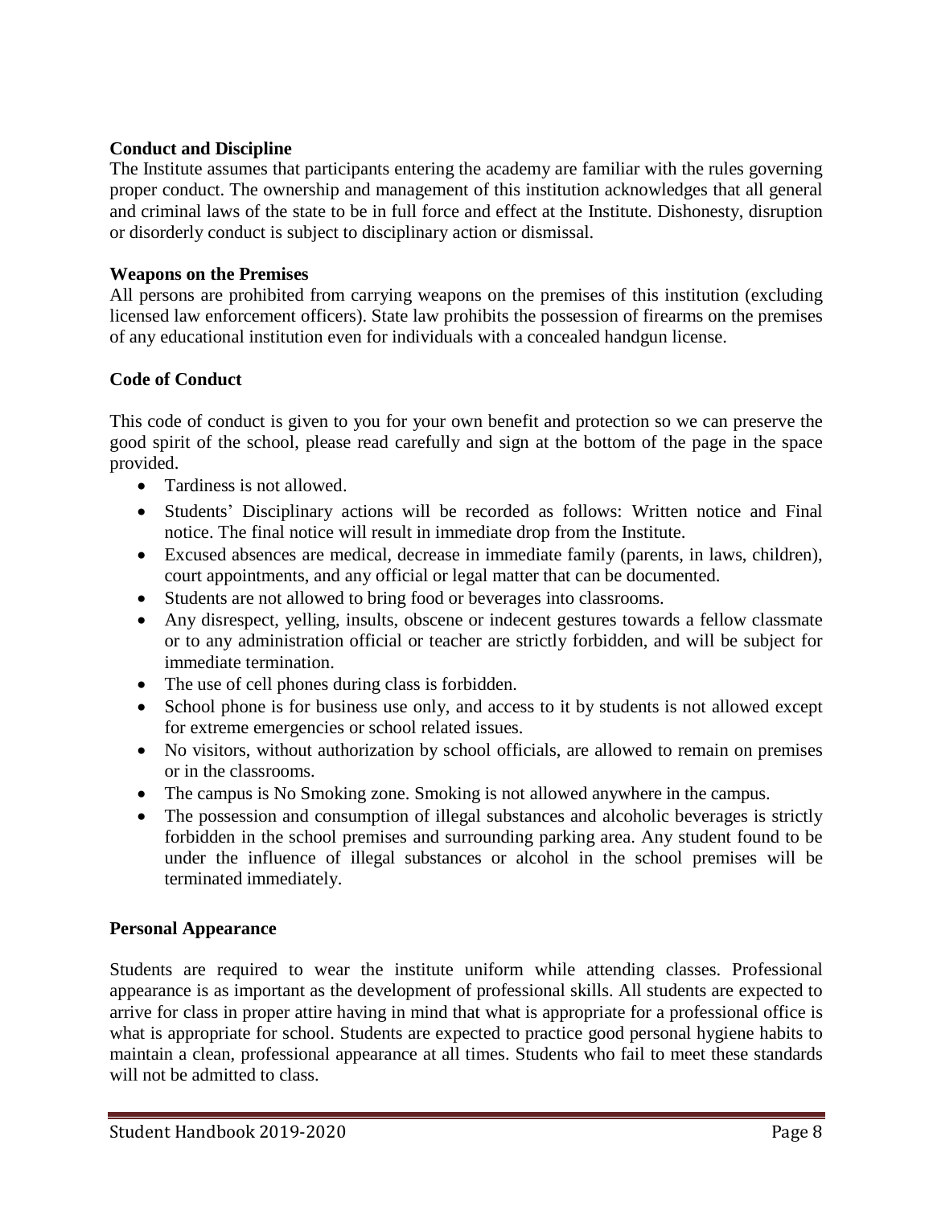**Conduct and Discipline**

The Institute assumes that participants entering the academy are familiar with the rules governing proper conduct. The ownership and management of this institution acknowledges that all general and criminal laws of the state to be in full force and effect at the Institute. Dishonesty, disruption or disorderly conduct is subject to disciplinary action or dismissal.

**Weapons on the Premises**

All persons are prohibited from carrying weapons on the premises of this institution (excluding licensed law enforcement officers). State law prohibits the possession of firearms on the premises of any educational institution even for individuals with a concealed handgun license.

**Code of Conduct**

This code of conduct is given to you for your own benefit and protection so we can preserve the good spirit of the school, please read carefully and sign at the bottom of the page in the space provided.

- Tardiness is not allowed.
- Students' Disciplinary actions will be recorded as follows: Written notice and Final notice. The final notice will result in immediate drop from the Institute.
- Excused absences are medical, decrease in immediate family (parents, in laws, children), court appointments, and any official or legal matter that can be documented.
- Students are not allowed to bring food or beverages into classrooms.
- Any disrespect, yelling, insults, obscene or indecent gestures towards a fellow classmate or to any administration official or teacher are strictly forbidden, and will be subject for immediate termination.
- The use of cell phones during class is forbidden.
- School phone is for business use only, and access to it by students is not allowed except for extreme emergencies or school related issues.
- No visitors, without authorization by school officials, are allowed to remain on premises or in the classrooms.
- The campus is No Smoking zone. Smoking is not allowed anywhere in the campus.
- The possession and consumption of illegal substances and alcoholic beverages is strictly forbidden in the school premises and surrounding parking area. Any student found to be under the influence of illegal substances or alcohol in the school premises will be terminated immediately.

**Personal Appearance**

Students are required to wear the institute uniform while attending classes. Professional appearance is as important as the development of professional skills. All students are expected to arrive for class in proper attire having in mind that what is appropriate for a professional office is what is appropriate for school. Students are expected to practice good personal hygiene habits to maintain a clean, professional appearance at all times. Students who fail to meet these standards will not be admitted to class.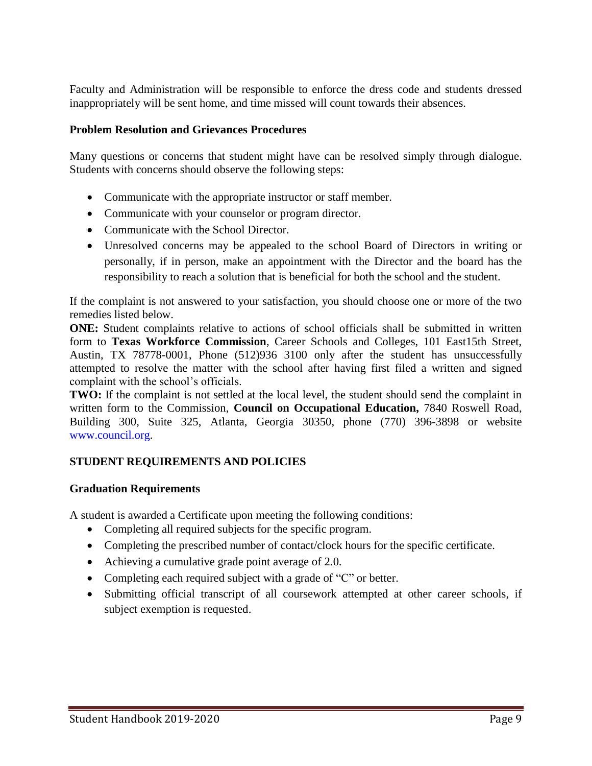Faculty and Administration will be responsible to enforce the dress code and students dressed inappropriately will be sent home, and time missed will count towards their absences.

### Problem Resolution and Grievances Procedures

Many questions or concerns that student might have can be resolved simply through dialogue. Students with concerns should observe the following steps:

- Communicate with the appropriate instructor or staff member.
- Communicate with your counselor or program director.
- Communicate with the School Director.
- Unresolved concerns may be appealed to the school Board of Directors in writing or personally, if in person, make an appointment with the Director and the board has the responsibility to reach a solution that is beneficial for both the school and the student.

If the complaint is not answered to your satisfaction, you should choose one or more of the two remedies listed below.

**ONE:** Student complaints relative to actions of school officials shall be submitted in written form to **Texas Workforce Commission**, Career Schools and Colleges, 101 East15th Street, Austin, TX 78778-0001, Phone (512)936 3100 only after the student has unsuccessfully attempted to resolve the matter with the school after having first filed a written and signed complaint with the school's officials.

**TWO:** If the complaint is not settled at the local level, the student should send the complaint in written form to the Commission, **Council on Occupational Education,** 7840 Roswell Road, Building 300, Suite 325, Atlanta, Georgia 30350, phone (770) 396-3898 or website www.council.org.

## STUDENT REQUIREMENTS AND POLICIES

### Graduation Requirements

A student is awarded a Certificate upon meeting the following conditions:

- Completing all required subjects for the specific program.
- Completing the prescribed number of contact/clock hours for the specific certificate.
- Achieving a cumulative grade point average of 2.0.
- Completing each required subject with a grade of "C" or better.
- Submitting official transcript of all coursework attempted at other career schools, if subject exemption is requested.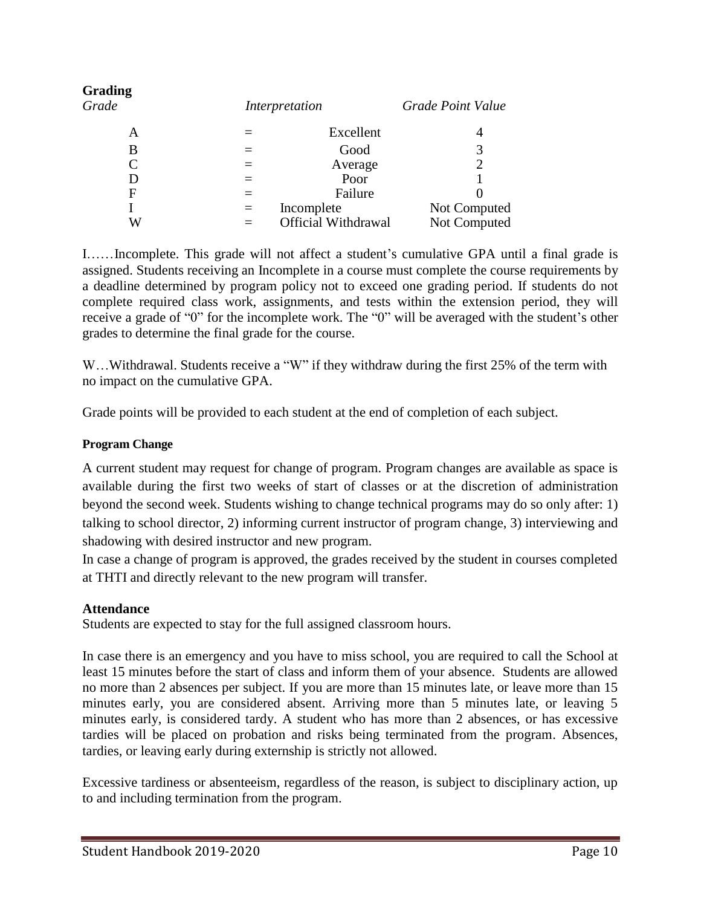## Grading

| *Grade* | | *Interpretation* | *Grade Point Value* |
|---|---|---|---|
| A | = | Excellent | 4 |
| B | = | Good | 3 |
| C | = | Average | 2 |
| D | = | Poor | 1 |
| F | = | Failure | 0 |
| I | = | Incomplete | Not Computed |
| W | = | Official Withdrawal | Not Computed |

I……Incomplete. This grade will not affect a student's cumulative GPA until a final grade is assigned. Students receiving an Incomplete in a course must complete the course requirements by a deadline determined by program policy not to exceed one grading period. If students do not complete required class work, assignments, and tests within the extension period, they will receive a grade of "0" for the incomplete work. The "0" will be averaged with the student's other grades to determine the final grade for the course.

W…Withdrawal. Students receive a "W" if they withdraw during the first 25% of the term with no impact on the cumulative GPA.

Grade points will be provided to each student at the end of completion of each subject.

### Program Change

A current student may request for change of program. Program changes are available as space is available during the first two weeks of start of classes or at the discretion of administration beyond the second week. Students wishing to change technical programs may do so only after: 1) talking to school director, 2) informing current instructor of program change, 3) interviewing and shadowing with desired instructor and new program.
In case a change of program is approved, the grades received by the student in courses completed at THTI and directly relevant to the new program will transfer.

### Attendance

Students are expected to stay for the full assigned classroom hours.

In case there is an emergency and you have to miss school, you are required to call the School at least 15 minutes before the start of class and inform them of your absence. Students are allowed no more than 2 absences per subject. If you are more than 15 minutes late, or leave more than 15 minutes early, you are considered absent. Arriving more than 5 minutes late, or leaving 5 minutes early, is considered tardy. A student who has more than 2 absences, or has excessive tardies will be placed on probation and risks being terminated from the program. Absences, tardies, or leaving early during externship is strictly not allowed.

Excessive tardiness or absenteeism, regardless of the reason, is subject to disciplinary action, up to and including termination from the program.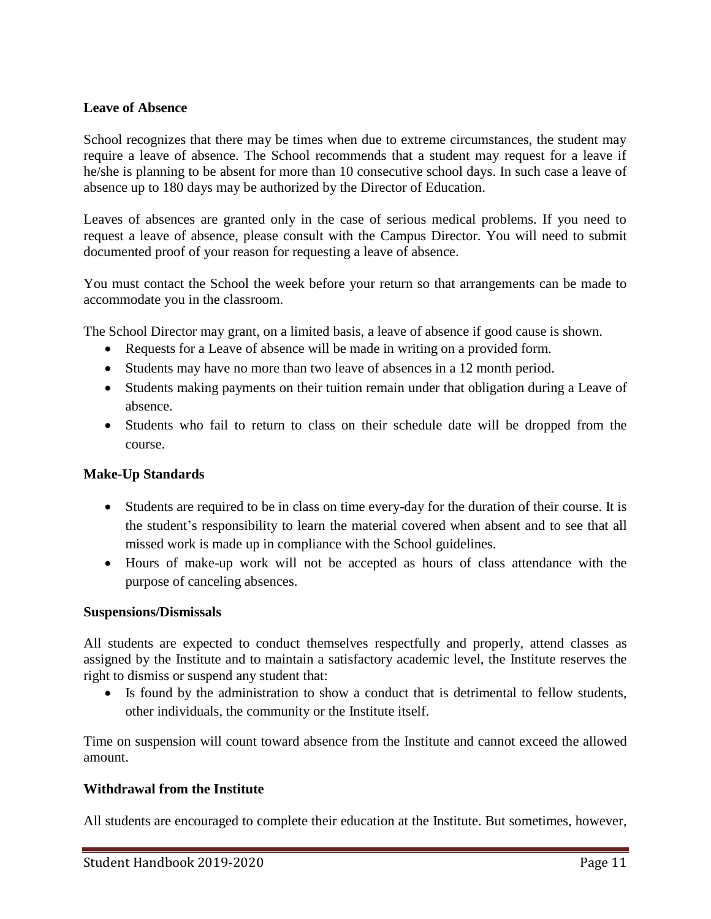**Leave of Absence**

School recognizes that there may be times when due to extreme circumstances, the student may require a leave of absence. The School recommends that a student may request for a leave if he/she is planning to be absent for more than 10 consecutive school days. In such case a leave of absence up to 180 days may be authorized by the Director of Education.

Leaves of absences are granted only in the case of serious medical problems. If you need to request a leave of absence, please consult with the Campus Director. You will need to submit documented proof of your reason for requesting a leave of absence.

You must contact the School the week before your return so that arrangements can be made to accommodate you in the classroom.

The School Director may grant, on a limited basis, a leave of absence if good cause is shown.

- Requests for a Leave of absence will be made in writing on a provided form.
- Students may have no more than two leave of absences in a 12 month period.
- Students making payments on their tuition remain under that obligation during a Leave of absence.
- Students who fail to return to class on their schedule date will be dropped from the course.

**Make-Up Standards**

- Students are required to be in class on time every-day for the duration of their course. It is the student's responsibility to learn the material covered when absent and to see that all missed work is made up in compliance with the School guidelines.
- Hours of make-up work will not be accepted as hours of class attendance with the purpose of canceling absences.

**Suspensions/Dismissals**

All students are expected to conduct themselves respectfully and properly, attend classes as assigned by the Institute and to maintain a satisfactory academic level, the Institute reserves the right to dismiss or suspend any student that:

- Is found by the administration to show a conduct that is detrimental to fellow students, other individuals, the community or the Institute itself.

Time on suspension will count toward absence from the Institute and cannot exceed the allowed amount.

**Withdrawal from the Institute**

All students are encouraged to complete their education at the Institute. But sometimes, however,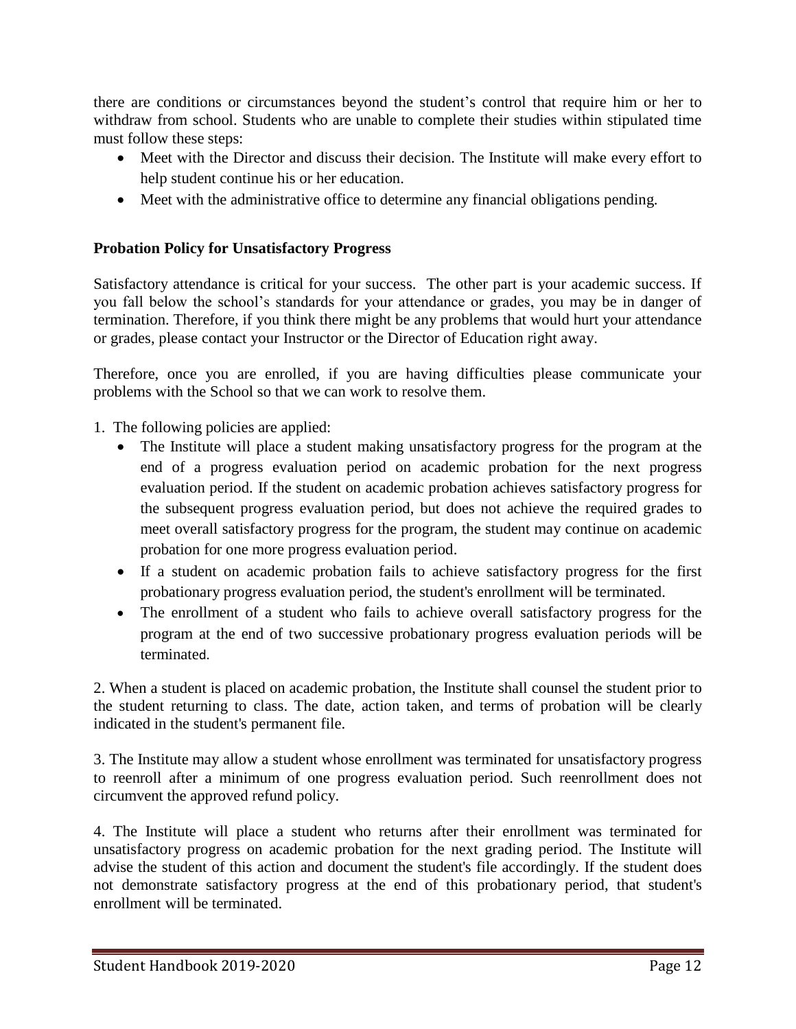there are conditions or circumstances beyond the student's control that require him or her to withdraw from school. Students who are unable to complete their studies within stipulated time must follow these steps:

- Meet with the Director and discuss their decision. The Institute will make every effort to help student continue his or her education.
- Meet with the administrative office to determine any financial obligations pending.

**Probation Policy for Unsatisfactory Progress**

Satisfactory attendance is critical for your success. The other part is your academic success. If you fall below the school's standards for your attendance or grades, you may be in danger of termination. Therefore, if you think there might be any problems that would hurt your attendance or grades, please contact your Instructor or the Director of Education right away.

Therefore, once you are enrolled, if you are having difficulties please communicate your problems with the School so that we can work to resolve them.

1. The following policies are applied:
   - The Institute will place a student making unsatisfactory progress for the program at the end of a progress evaluation period on academic probation for the next progress evaluation period. If the student on academic probation achieves satisfactory progress for the subsequent progress evaluation period, but does not achieve the required grades to meet overall satisfactory progress for the program, the student may continue on academic probation for one more progress evaluation period.
   - If a student on academic probation fails to achieve satisfactory progress for the first probationary progress evaluation period, the student's enrollment will be terminated.
   - The enrollment of a student who fails to achieve overall satisfactory progress for the program at the end of two successive probationary progress evaluation periods will be terminated.

2. When a student is placed on academic probation, the Institute shall counsel the student prior to the student returning to class. The date, action taken, and terms of probation will be clearly indicated in the student's permanent file.

3. The Institute may allow a student whose enrollment was terminated for unsatisfactory progress to reenroll after a minimum of one progress evaluation period. Such reenrollment does not circumvent the approved refund policy.

4. The Institute will place a student who returns after their enrollment was terminated for unsatisfactory progress on academic probation for the next grading period. The Institute will advise the student of this action and document the student's file accordingly. If the student does not demonstrate satisfactory progress at the end of this probationary period, that student's enrollment will be terminated.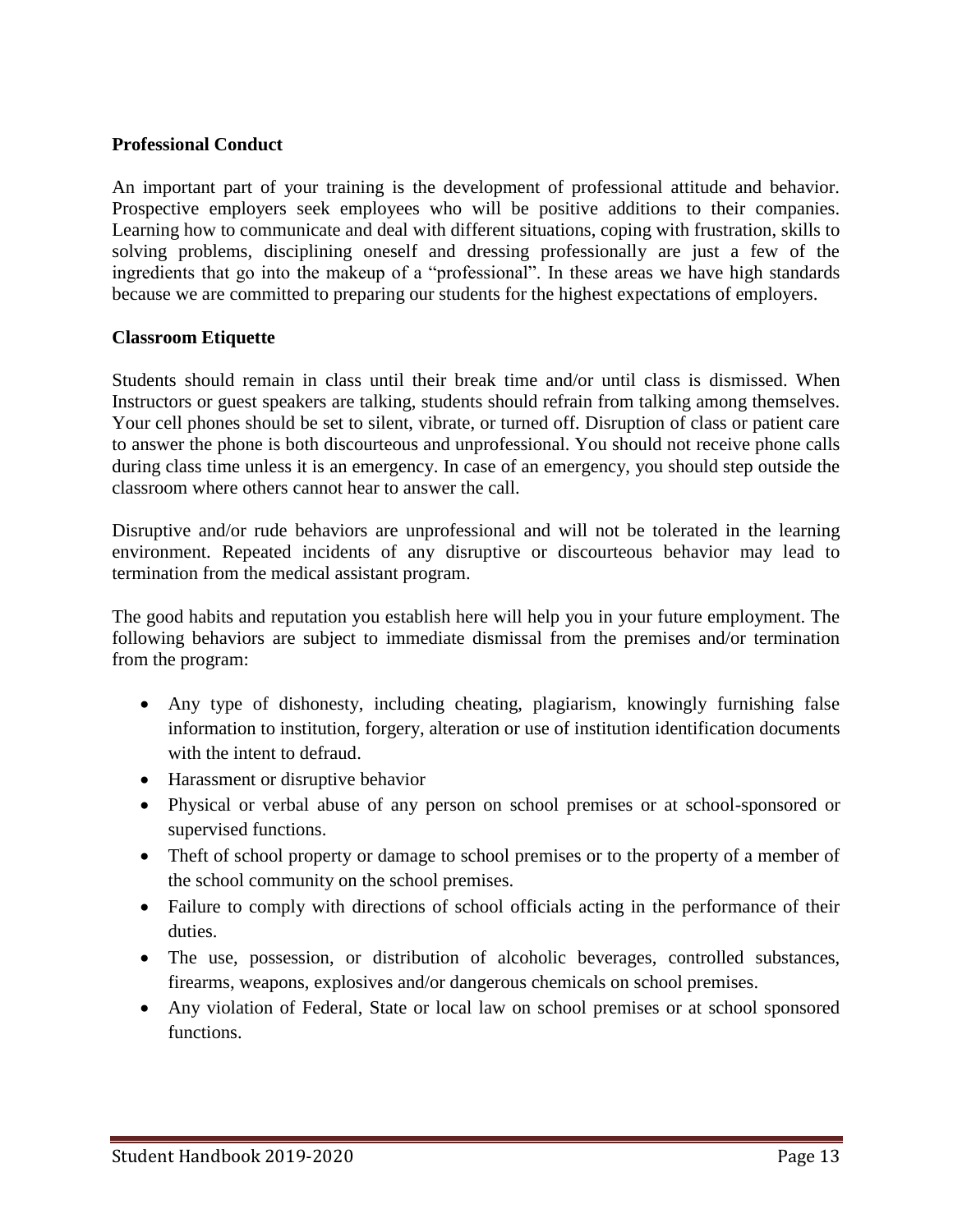**Professional Conduct**

An important part of your training is the development of professional attitude and behavior. Prospective employers seek employees who will be positive additions to their companies. Learning how to communicate and deal with different situations, coping with frustration, skills to solving problems, disciplining oneself and dressing professionally are just a few of the ingredients that go into the makeup of a "professional". In these areas we have high standards because we are committed to preparing our students for the highest expectations of employers.

**Classroom Etiquette**

Students should remain in class until their break time and/or until class is dismissed. When Instructors or guest speakers are talking, students should refrain from talking among themselves. Your cell phones should be set to silent, vibrate, or turned off. Disruption of class or patient care to answer the phone is both discourteous and unprofessional. You should not receive phone calls during class time unless it is an emergency. In case of an emergency, you should step outside the classroom where others cannot hear to answer the call.

Disruptive and/or rude behaviors are unprofessional and will not be tolerated in the learning environment. Repeated incidents of any disruptive or discourteous behavior may lead to termination from the medical assistant program.

The good habits and reputation you establish here will help you in your future employment. The following behaviors are subject to immediate dismissal from the premises and/or termination from the program:

- Any type of dishonesty, including cheating, plagiarism, knowingly furnishing false information to institution, forgery, alteration or use of institution identification documents with the intent to defraud.
- Harassment or disruptive behavior
- Physical or verbal abuse of any person on school premises or at school-sponsored or supervised functions.
- Theft of school property or damage to school premises or to the property of a member of the school community on the school premises.
- Failure to comply with directions of school officials acting in the performance of their duties.
- The use, possession, or distribution of alcoholic beverages, controlled substances, firearms, weapons, explosives and/or dangerous chemicals on school premises.
- Any violation of Federal, State or local law on school premises or at school sponsored functions.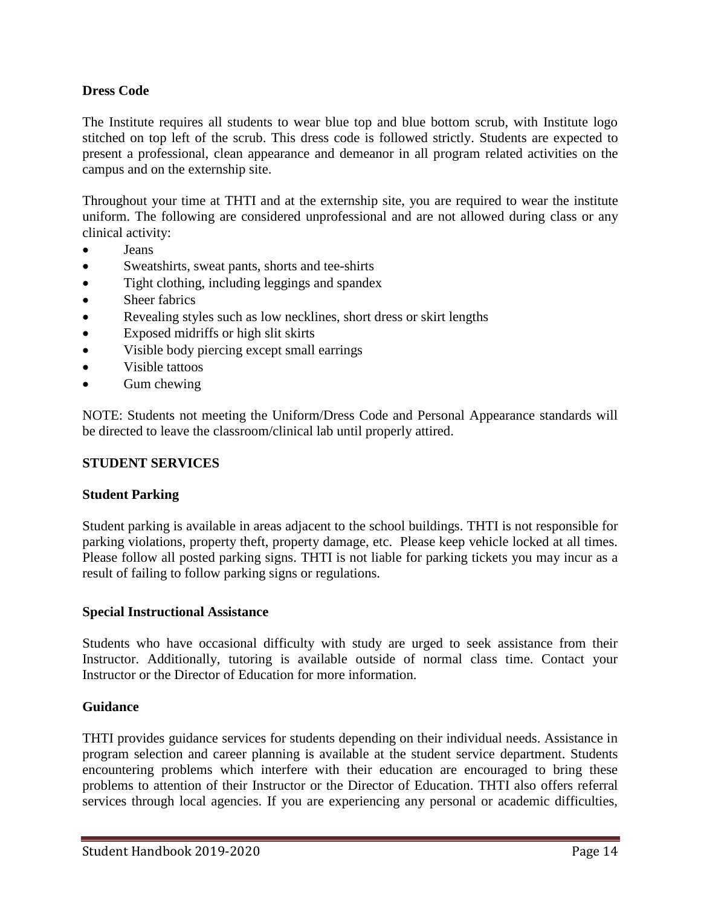**Dress Code**

The Institute requires all students to wear blue top and blue bottom scrub, with Institute logo stitched on top left of the scrub. This dress code is followed strictly. Students are expected to present a professional, clean appearance and demeanor in all program related activities on the campus and on the externship site.

Throughout your time at THTI and at the externship site, you are required to wear the institute uniform. The following are considered unprofessional and are not allowed during class or any clinical activity:

- Jeans
- Sweatshirts, sweat pants, shorts and tee-shirts
- Tight clothing, including leggings and spandex
- Sheer fabrics
- Revealing styles such as low necklines, short dress or skirt lengths
- Exposed midriffs or high slit skirts
- Visible body piercing except small earrings
- Visible tattoos
- Gum chewing

NOTE: Students not meeting the Uniform/Dress Code and Personal Appearance standards will be directed to leave the classroom/clinical lab until properly attired.

## STUDENT SERVICES

**Student Parking**

Student parking is available in areas adjacent to the school buildings. THTI is not responsible for parking violations, property theft, property damage, etc. Please keep vehicle locked at all times. Please follow all posted parking signs. THTI is not liable for parking tickets you may incur as a result of failing to follow parking signs or regulations.

**Special Instructional Assistance**

Students who have occasional difficulty with study are urged to seek assistance from their Instructor. Additionally, tutoring is available outside of normal class time. Contact your Instructor or the Director of Education for more information.

**Guidance**

THTI provides guidance services for students depending on their individual needs. Assistance in program selection and career planning is available at the student service department. Students encountering problems which interfere with their education are encouraged to bring these problems to attention of their Instructor or the Director of Education. THTI also offers referral services through local agencies. If you are experiencing any personal or academic difficulties,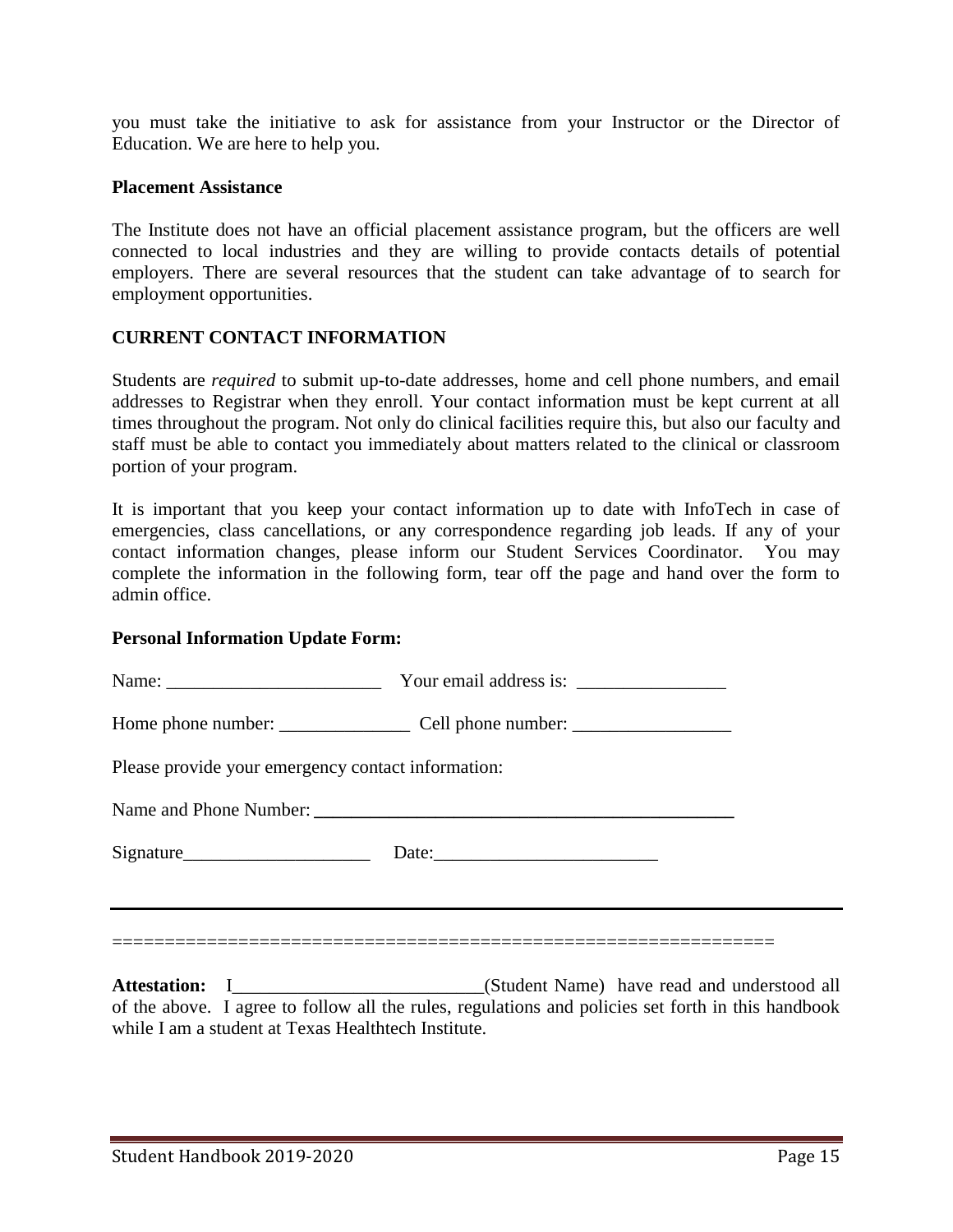you must take the initiative to ask for assistance from your Instructor or the Director of Education. We are here to help you.

**Placement Assistance**

The Institute does not have an official placement assistance program, but the officers are well connected to local industries and they are willing to provide contacts details of potential employers. There are several resources that the student can take advantage of to search for employment opportunities.

**CURRENT CONTACT INFORMATION**

Students are *required* to submit up-to-date addresses, home and cell phone numbers, and email addresses to Registrar when they enroll. Your contact information must be kept current at all times throughout the program. Not only do clinical facilities require this, but also our faculty and staff must be able to contact you immediately about matters related to the clinical or classroom portion of your program.

It is important that you keep your contact information up to date with InfoTech in case of emergencies, class cancellations, or any correspondence regarding job leads. If any of your contact information changes, please inform our Student Services Coordinator. You may complete the information in the following form, tear off the page and hand over the form to admin office.

**Personal Information Update Form:**

Name: ________________________ Your email address is: ________________

Home phone number: ______________ Cell phone number: _________________

Please provide your emergency contact information:

Name and Phone Number: _______________________________________________

Signature____________________ Date:________________________

---

=================================================================

**Attestation:** I__________________________(Student Name) have read and understood all of the above. I agree to follow all the rules, regulations and policies set forth in this handbook while I am a student at Texas Healthtech Institute.